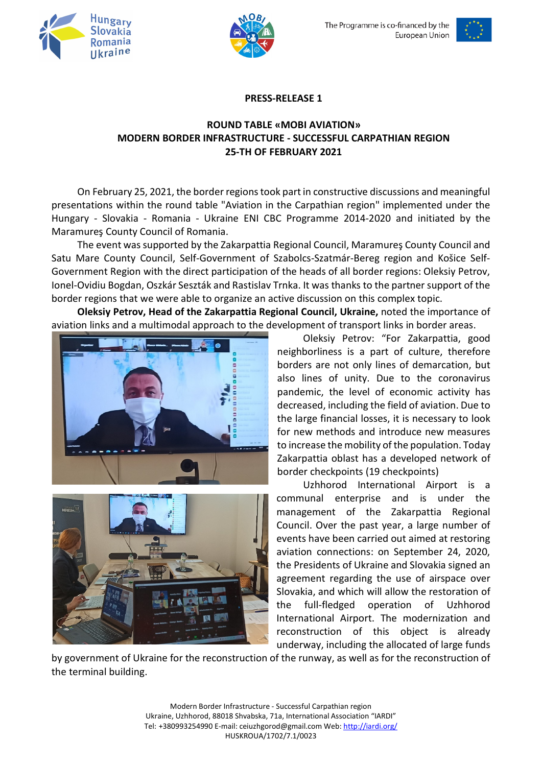**PRESS-RELEASE 1**

**ROUND TABLE «MOBI AVIATION»**
**MODERN BORDER INFRASTRUCTURE - SUCCESSFUL CARPATHIAN REGION**
**25-TH OF FEBRUARY 2021**

On February 25, 2021, the border regions took part in constructive discussions and meaningful presentations within the round table "Aviation in the Carpathian region" implemented under the Hungary - Slovakia - Romania - Ukraine ENI CBC Programme 2014-2020 and initiated by the Maramureş County Council of Romania.

The event was supported by the Zakarpattia Regional Council, Maramureş County Council and Satu Mare County Council, Self-Government of Szabolcs-Szatmár-Bereg region and Košice Self-Government Region with the direct participation of the heads of all border regions: Oleksiy Petrov, Ionel-Ovidiu Bogdan, Oszkár Seszták and Rastislav Trnka. It was thanks to the partner support of the border regions that we were able to organize an active discussion on this complex topic.

**Oleksiy Petrov, Head of the Zakarpattia Regional Council, Ukraine,** noted the importance of aviation links and a multimodal approach to the development of transport links in border areas.

Oleksiy Petrov: "For Zakarpattia, good neighborliness is a part of culture, therefore borders are not only lines of demarcation, but also lines of unity. Due to the coronavirus pandemic, the level of economic activity has decreased, including the field of aviation. Due to the large financial losses, it is necessary to look for new methods and introduce new measures to increase the mobility of the population. Today Zakarpattia oblast has a developed network of border checkpoints (19 checkpoints)

Uzhhorod International Airport is a communal enterprise and is under the management of the Zakarpattia Regional Council. Over the past year, a large number of events have been carried out aimed at restoring aviation connections: on September 24, 2020, the Presidents of Ukraine and Slovakia signed an agreement regarding the use of airspace over Slovakia, and which will allow the restoration of the full-fledged operation of Uzhhorod International Airport. The modernization and reconstruction of this object is already underway, including the allocated of large funds by government of Ukraine for the reconstruction of the runway, as well as for the reconstruction of the terminal building.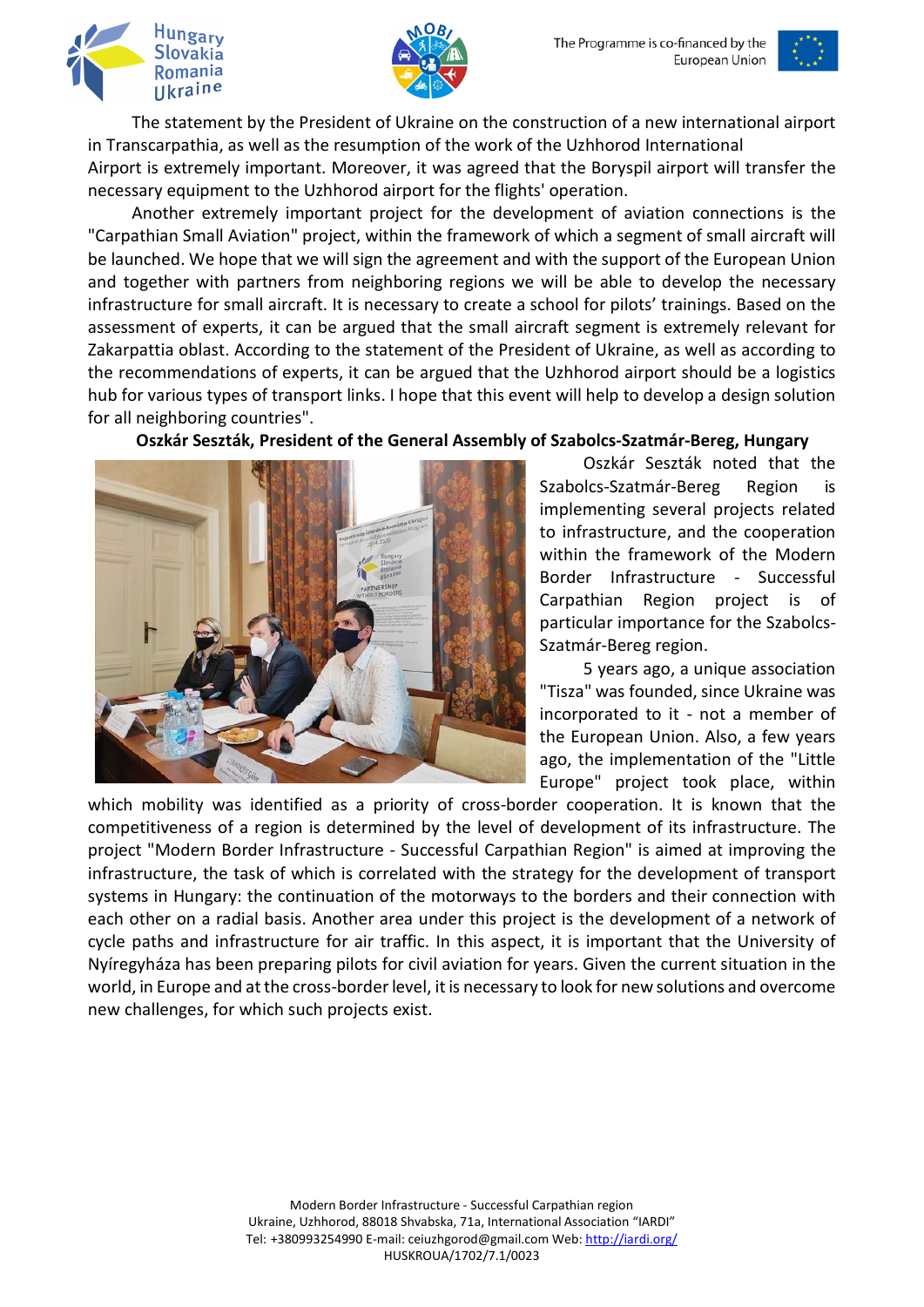The statement by the President of Ukraine on the construction of a new international airport in Transcarpathia, as well as the resumption of the work of the Uzhhorod International Airport is extremely important. Moreover, it was agreed that the Boryspil airport will transfer the necessary equipment to the Uzhhorod airport for the flights' operation.

Another extremely important project for the development of aviation connections is the "Carpathian Small Aviation" project, within the framework of which a segment of small aircraft will be launched. We hope that we will sign the agreement and with the support of the European Union and together with partners from neighboring regions we will be able to develop the necessary infrastructure for small aircraft. It is necessary to create a school for pilots' trainings. Based on the assessment of experts, it can be argued that the small aircraft segment is extremely relevant for Zakarpattia oblast. According to the statement of the President of Ukraine, as well as according to the recommendations of experts, it can be argued that the Uzhhorod airport should be a logistics hub for various types of transport links. I hope that this event will help to develop a design solution for all neighboring countries".

**Oszkár Seszták, President of the General Assembly of Szabolcs-Szatmár-Bereg, Hungary**

Oszkár Seszták noted that the Szabolcs-Szatmár-Bereg Region is implementing several projects related to infrastructure, and the cooperation within the framework of the Modern Border Infrastructure - Successful Carpathian Region project is of particular importance for the Szabolcs-Szatmár-Bereg region.

5 years ago, a unique association "Tisza" was founded, since Ukraine was incorporated to it - not a member of the European Union. Also, a few years ago, the implementation of the "Little Europe" project took place, within which mobility was identified as a priority of cross-border cooperation. It is known that the competitiveness of a region is determined by the level of development of its infrastructure. The project "Modern Border Infrastructure - Successful Carpathian Region" is aimed at improving the infrastructure, the task of which is correlated with the strategy for the development of transport systems in Hungary: the continuation of the motorways to the borders and their connection with each other on a radial basis. Another area under this project is the development of a network of cycle paths and infrastructure for air traffic. In this aspect, it is important that the University of Nyíregyháza has been preparing pilots for civil aviation for years. Given the current situation in the world, in Europe and at the cross-border level, it is necessary to look for new solutions and overcome new challenges, for which such projects exist.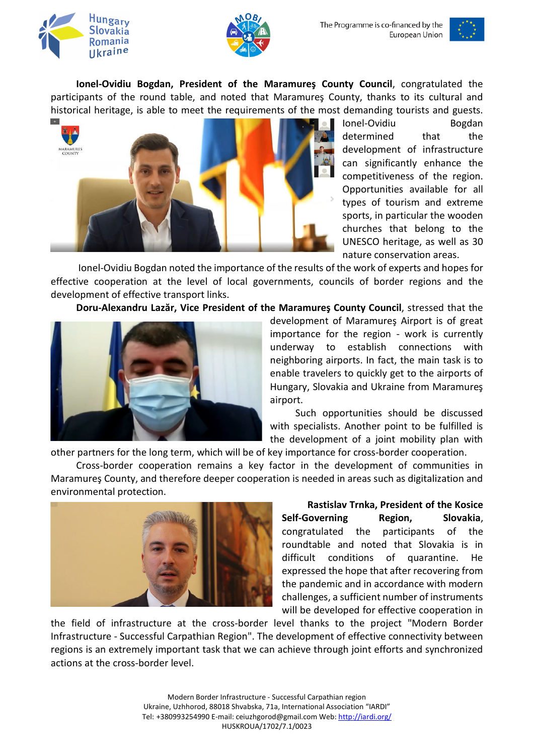**Ionel-Ovidiu Bogdan, President of the Maramureş County Council**, congratulated the participants of the round table, and noted that Maramureş County, thanks to its cultural and historical heritage, is able to meet the requirements of the most demanding tourists and guests. Ionel-Ovidiu Bogdan determined that the development of infrastructure can significantly enhance the competitiveness of the region. Opportunities available for all types of tourism and extreme sports, in particular the wooden churches that belong to the UNESCO heritage, as well as 30 nature conservation areas.

Ionel-Ovidiu Bogdan noted the importance of the results of the work of experts and hopes for effective cooperation at the level of local governments, councils of border regions and the development of effective transport links.

**Doru-Alexandru Lazăr, Vice President of the Maramureş County Council**, stressed that the development of Maramureş Airport is of great importance for the region - work is currently underway to establish connections with neighboring airports. In fact, the main task is to enable travelers to quickly get to the airports of Hungary, Slovakia and Ukraine from Maramureş airport.

Such opportunities should be discussed with specialists. Another point to be fulfilled is the development of a joint mobility plan with other partners for the long term, which will be of key importance for cross-border cooperation.

Cross-border cooperation remains a key factor in the development of communities in Maramureş County, and therefore deeper cooperation is needed in areas such as digitalization and environmental protection.

**Rastislav Trnka, President of the Kosice Self-Governing Region, Slovakia**, congratulated the participants of the roundtable and noted that Slovakia is in difficult conditions of quarantine. He expressed the hope that after recovering from the pandemic and in accordance with modern challenges, a sufficient number of instruments will be developed for effective cooperation in the field of infrastructure at the cross-border level thanks to the project "Modern Border Infrastructure - Successful Carpathian Region". The development of effective connectivity between regions is an extremely important task that we can achieve through joint efforts and synchronized actions at the cross-border level.